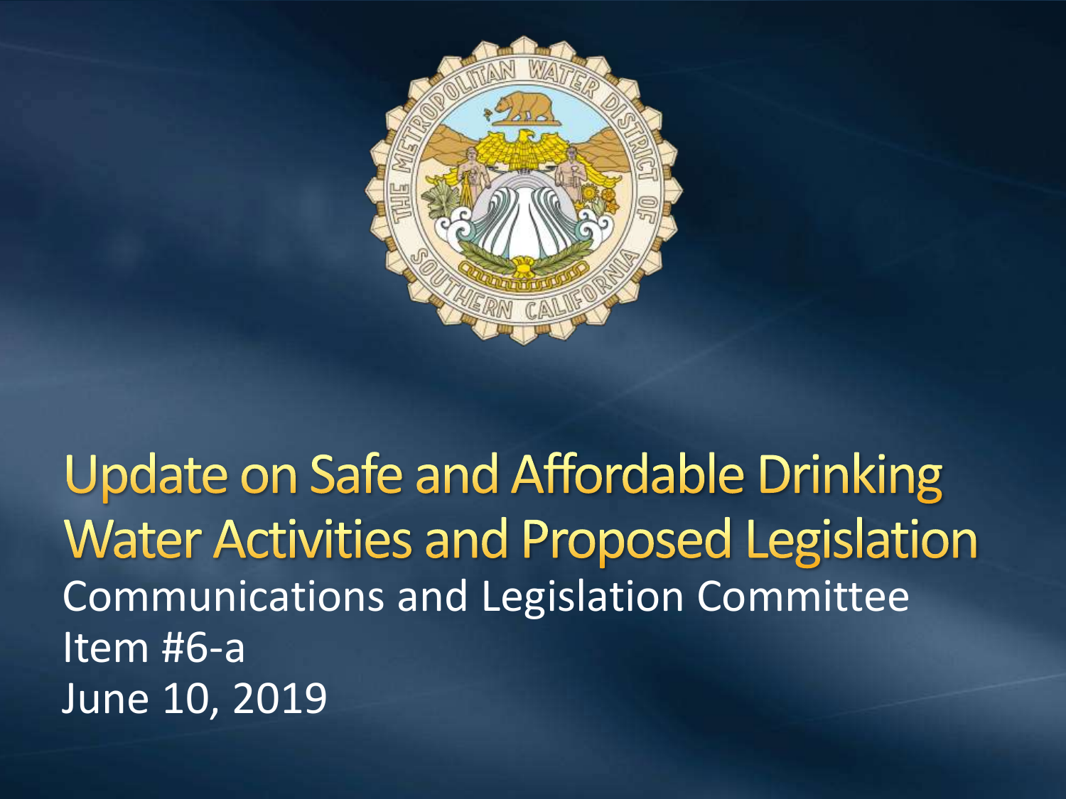# Update on Safe and Affordable Drinking Water Activities and Proposed Legislation

Communications and Legislation Committee

Item #6-a

June 10, 2019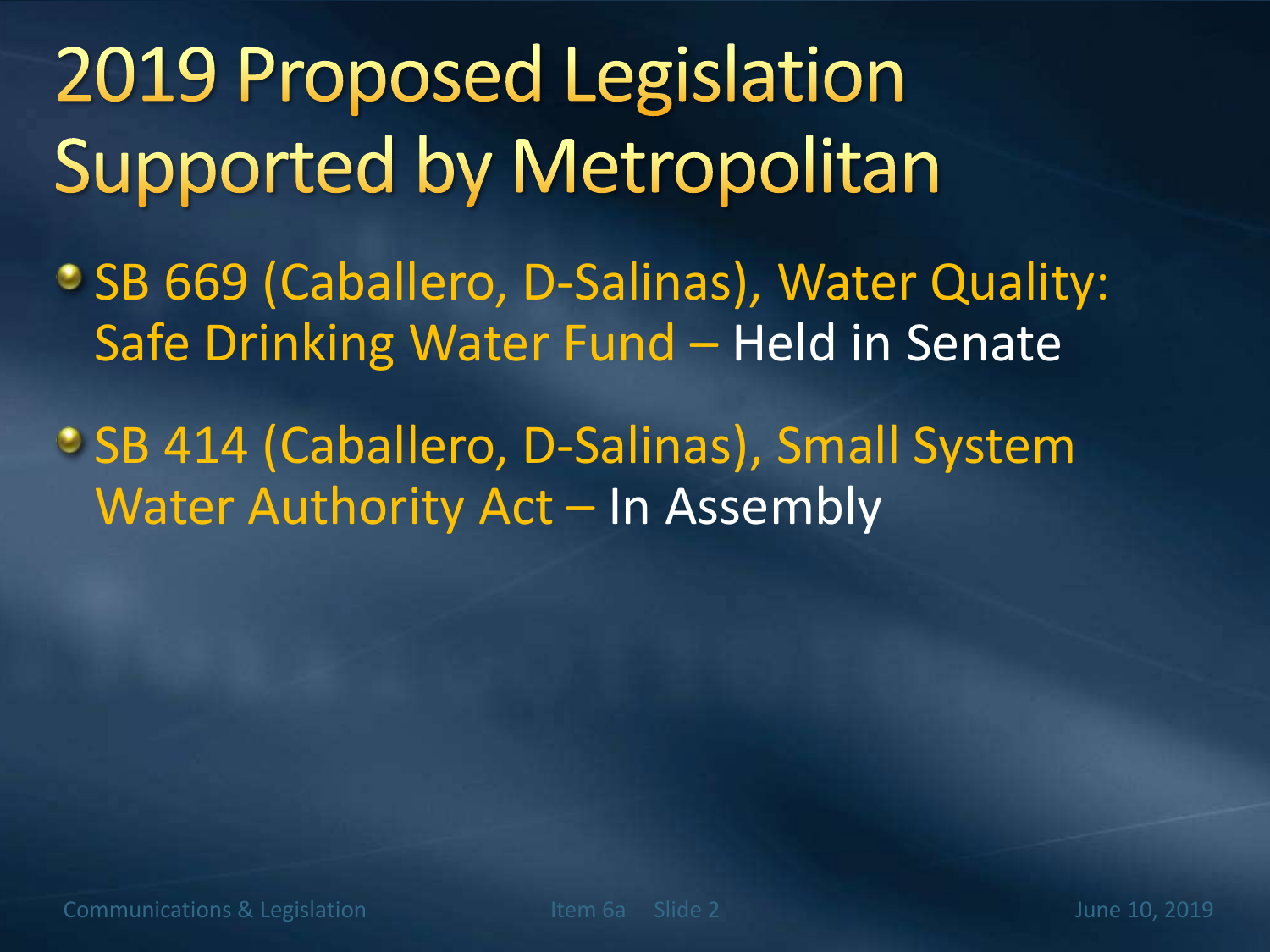# 2019 Proposed Legislation Supported by Metropolitan

- SB 669 (Caballero, D-Salinas), Water Quality: Safe Drinking Water Fund – Held in Senate
- SB 414 (Caballero, D-Salinas), Small System Water Authority Act – In Assembly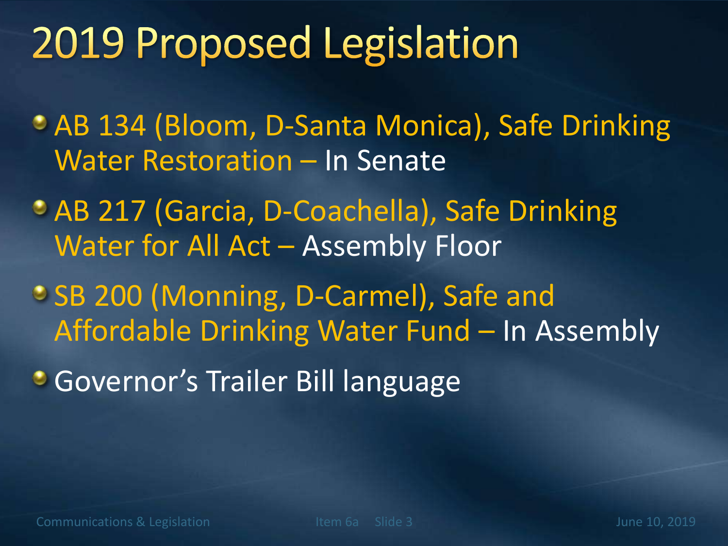# 2019 Proposed Legislation

- AB 134 (Bloom, D-Santa Monica), Safe Drinking Water Restoration – In Senate
- AB 217 (Garcia, D-Coachella), Safe Drinking Water for All Act – Assembly Floor
- SB 200 (Monning, D-Carmel), Safe and Affordable Drinking Water Fund – In Assembly
- Governor's Trailer Bill language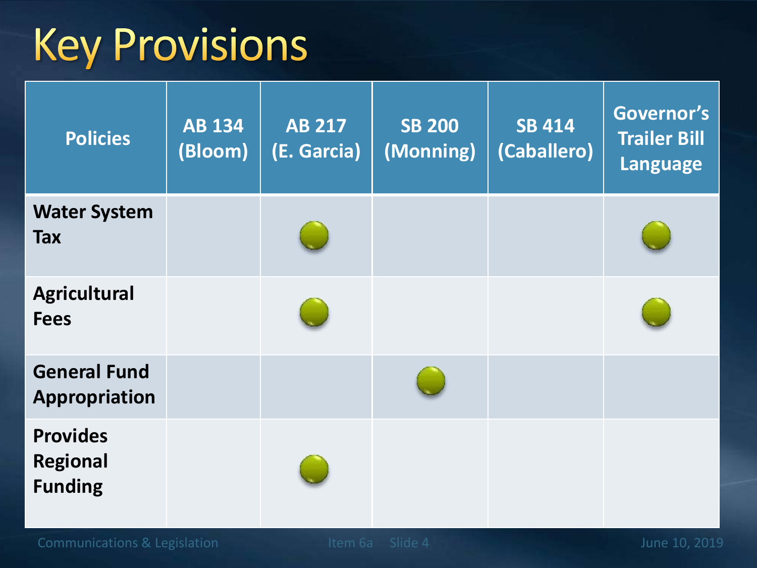# Key Provisions

| Policies | AB 134 (Bloom) | AB 217 (E. Garcia) | SB 200 (Monning) | SB 414 (Caballero) | Governor's Trailer Bill Language |
|---|---|---|---|---|---|
| Water System Tax | | ● | | | ● |
| Agricultural Fees | | ● | | | ● |
| General Fund Appropriation | | | ● | | |
| Provides Regional Funding | | ● | | | |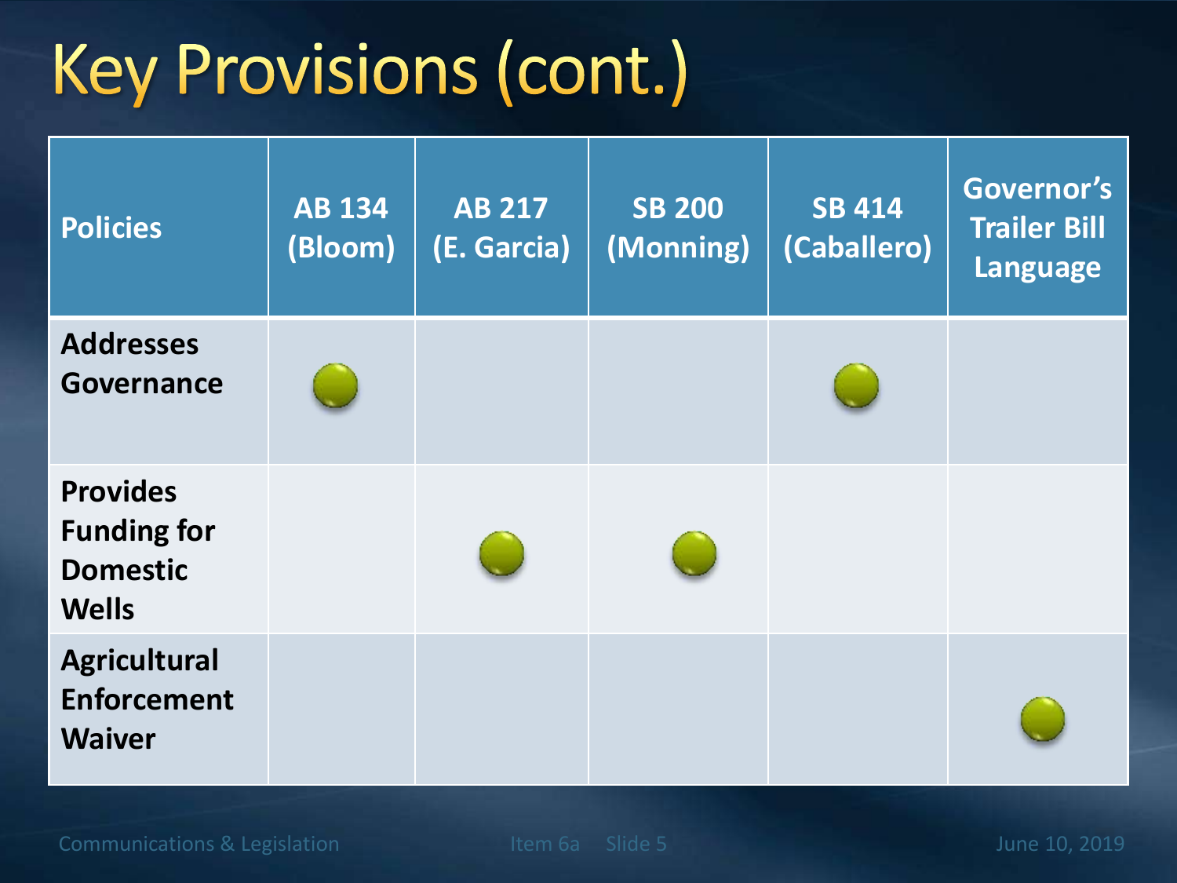# Key Provisions (cont.)

| Policies | AB 134 (Bloom) | AB 217 (E. Garcia) | SB 200 (Monning) | SB 414 (Caballero) | Governor's Trailer Bill Language |
|---|---|---|---|---|---|
| Addresses Governance | ● | | | ● | |
| Provides Funding for Domestic Wells | | ● | ● | | |
| Agricultural Enforcement Waiver | | | | | ● |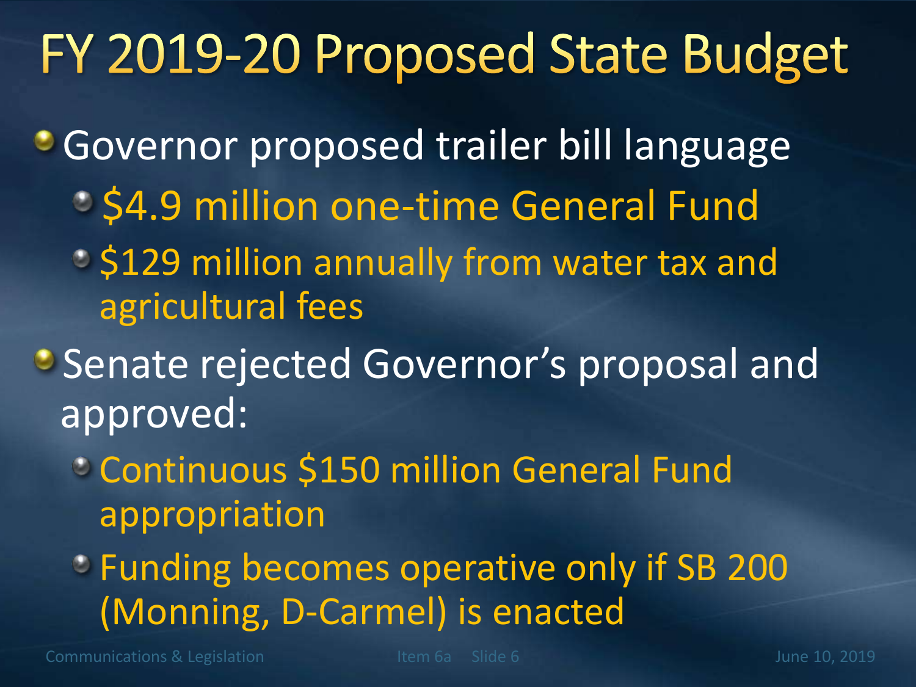# FY 2019-20 Proposed State Budget

- Governor proposed trailer bill language
  - $4.9 million one-time General Fund
  - $129 million annually from water tax and agricultural fees
- Senate rejected Governor's proposal and approved:
  - Continuous $150 million General Fund appropriation
  - Funding becomes operative only if SB 200 (Monning, D-Carmel) is enacted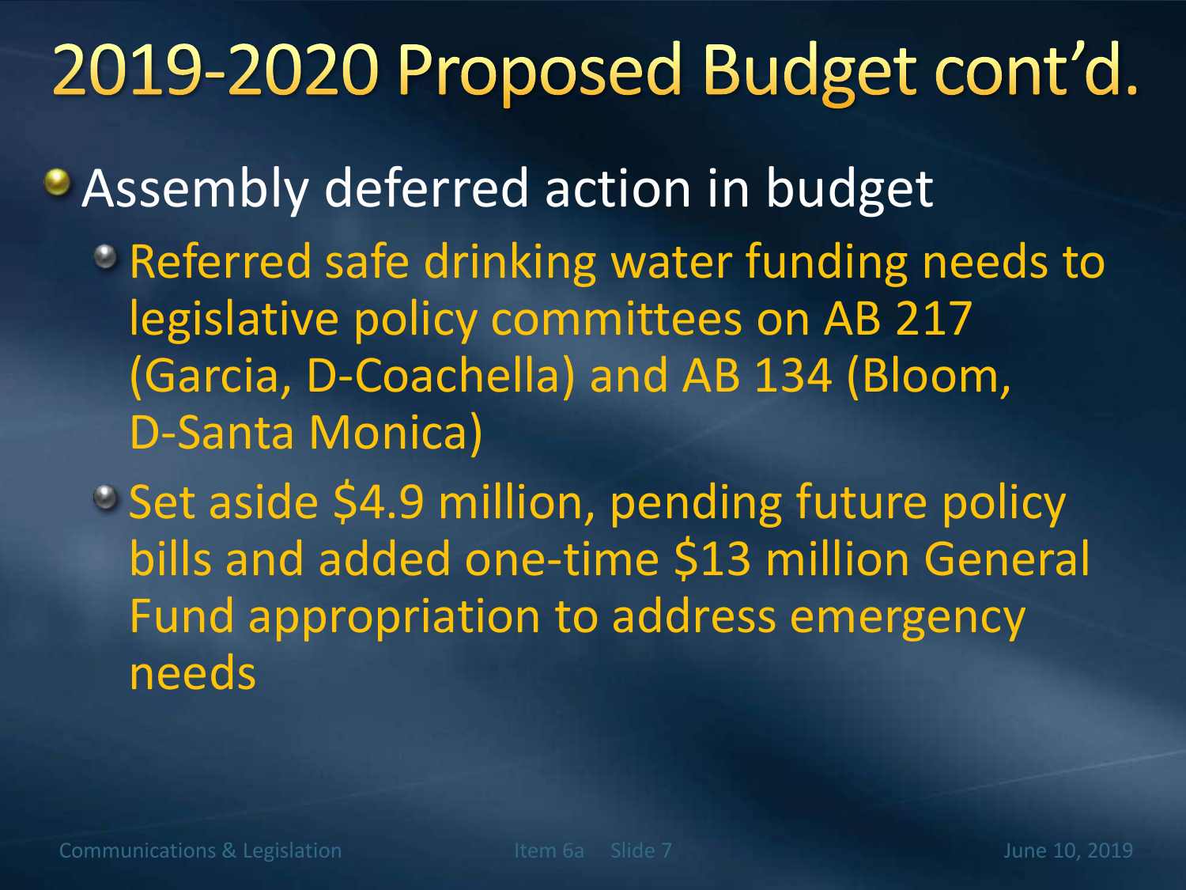# 2019-2020 Proposed Budget cont'd.

- Assembly deferred action in budget
  - Referred safe drinking water funding needs to legislative policy committees on AB 217 (Garcia, D-Coachella) and AB 134 (Bloom, D-Santa Monica)
  - Set aside $4.9 million, pending future policy bills and added one-time $13 million General Fund appropriation to address emergency needs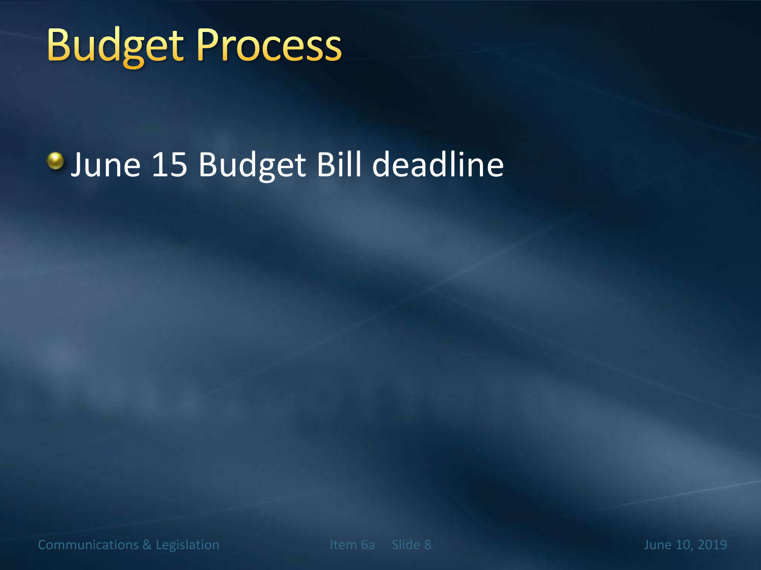# Budget Process

- June 15 Budget Bill deadline